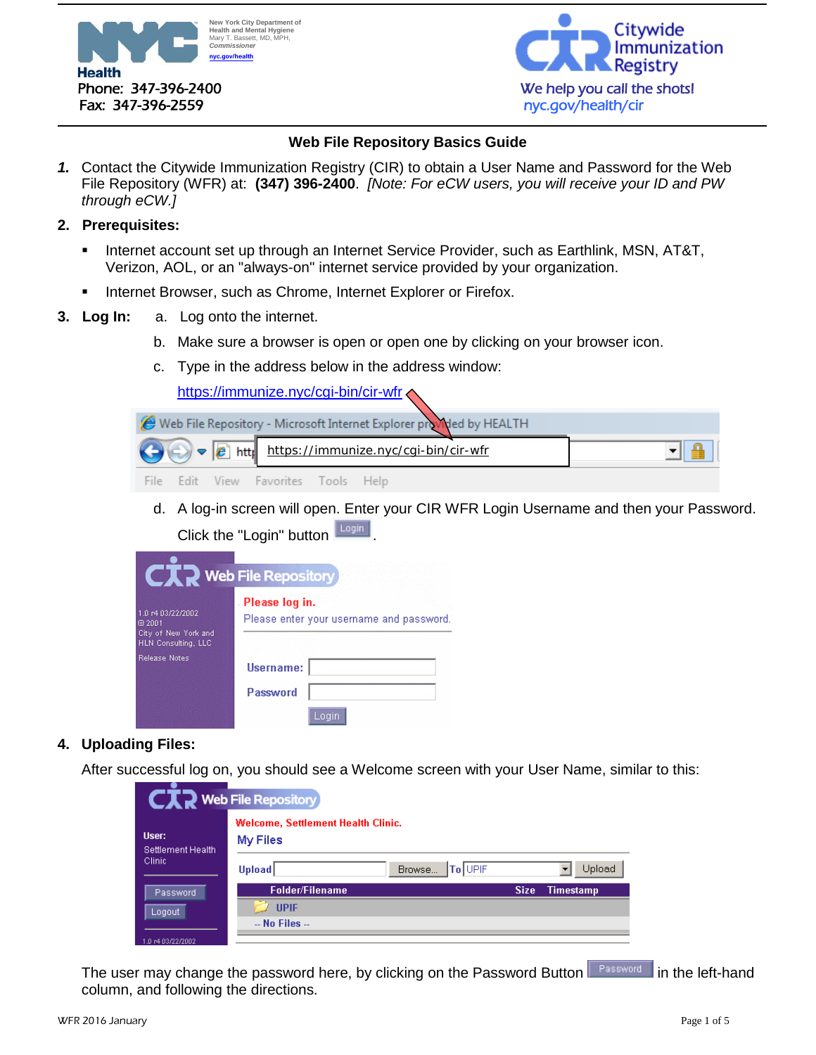New York City Department of Health and Mental Hygiene
Mary T. Bassett, MD, MPH, *Commissioner*
nyc.gov/health

**Health**
Phone: 347-396-2400
Fax: 347-396-2559

Citywide Immunization Registry
We help you call the shots!
nyc.gov/health/cir

# Web File Repository Basics Guide

**1.** Contact the Citywide Immunization Registry (CIR) to obtain a User Name and Password for the Web File Repository (WFR) at: **(347) 396-2400**. *[Note: For eCW users, you will receive your ID and PW through eCW.]*

**2. Prerequisites:**

- Internet account set up through an Internet Service Provider, such as Earthlink, MSN, AT&T, Verizon, AOL, or an "always-on" internet service provided by your organization.
- Internet Browser, such as Chrome, Internet Explorer or Firefox.

**3. Log In:**

a. Log onto the internet.

b. Make sure a browser is open or open one by clicking on your browser icon.

c. Type in the address below in the address window:

https://immunize.nyc/cgi-bin/cir-wfr

d. A log-in screen will open. Enter your CIR WFR Login Username and then your Password. Click the "Login" button.

**4. Uploading Files:**

After successful log on, you should see a Welcome screen with your User Name, similar to this:

The user may change the password here, by clicking on the Password Button in the left-hand column, and following the directions.

WFR 2016 January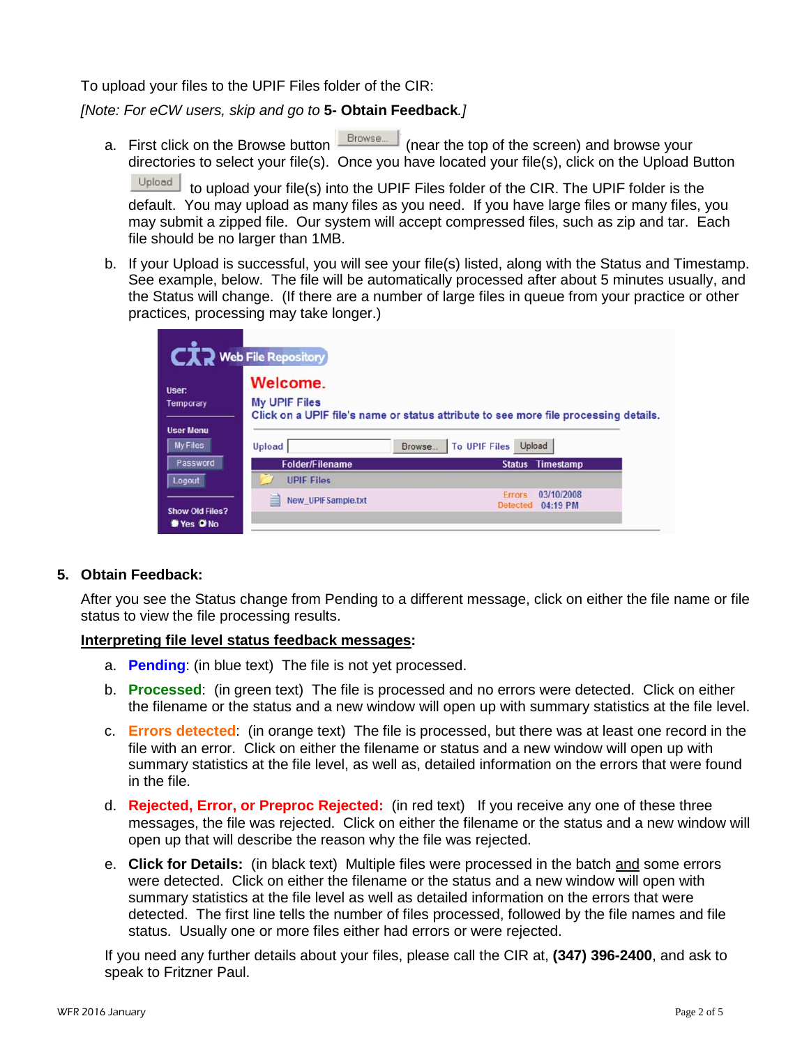To upload your files to the UPIF Files folder of the CIR:

*[Note: For eCW users, skip and go to* ***5- Obtain Feedback****.]*

a. First click on the Browse button [Browse...] (near the top of the screen) and browse your directories to select your file(s). Once you have located your file(s), click on the Upload Button [Upload] to upload your file(s) into the UPIF Files folder of the CIR. The UPIF folder is the default. You may upload as many files as you need. If you have large files or many files, you may submit a zipped file. Our system will accept compressed files, such as zip and tar. Each file should be no larger than 1MB.

b. If your Upload is successful, you will see your file(s) listed, along with the Status and Timestamp. See example, below. The file will be automatically processed after about 5 minutes usually, and the Status will change. (If there are a number of large files in queue from your practice or other practices, processing may take longer.)

## 5. Obtain Feedback:

After you see the Status change from Pending to a different message, click on either the file name or file status to view the file processing results.

**Interpreting file level status feedback messages:**

a. **Pending**: (in blue text) The file is not yet processed.

b. **Processed**: (in green text) The file is processed and no errors were detected. Click on either the filename or the status and a new window will open up with summary statistics at the file level.

c. **Errors detected**: (in orange text) The file is processed, but there was at least one record in the file with an error. Click on either the filename or status and a new window will open up with summary statistics at the file level, as well as, detailed information on the errors that were found in the file.

d. **Rejected, Error, or Preproc Rejected:** (in red text) If you receive any one of these three messages, the file was rejected. Click on either the filename or the status and a new window will open up that will describe the reason why the file was rejected.

e. **Click for Details:** (in black text) Multiple files were processed in the batch and some errors were detected. Click on either the filename or the status and a new window will open with summary statistics at the file level as well as detailed information on the errors that were detected. The first line tells the number of files processed, followed by the file names and file status. Usually one or more files either had errors or were rejected.

If you need any further details about your files, please call the CIR at, **(347) 396-2400**, and ask to speak to Fritzner Paul.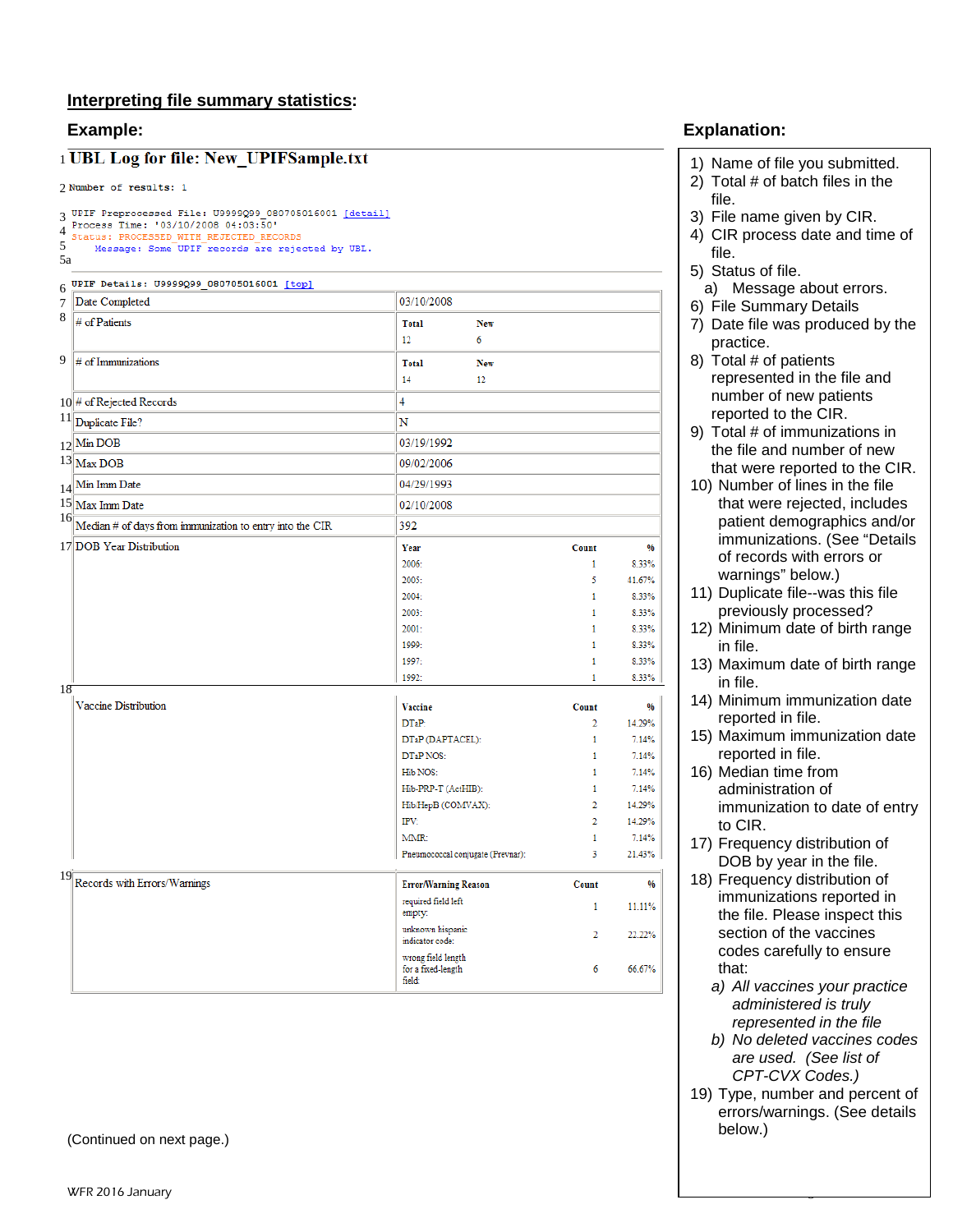## Interpreting file summary statistics:

**Example:**

1 **UBL Log for file: New_UPIFSample.txt**

2 Number of results: 1

3 UPIF Preprocessed File: U9999Q99_080705016001 [detail]
4 Process Time: '03/10/2008 04:03:50'
5 Status: PROCESSED WITH REJECTED RECORDS
5a Message: Some UPIF records are rejected by UBL.

6 UPIF Details: U9999Q99_080705016001 [top]

| # | Field | Value | | |
|---|---|---|---|---|
| 7 | Date Completed | 03/10/2008 | | |
| 8 | # of Patients | Total | New | |
| | | 12 | 6 | |
| 9 | # of Immunizations | Total | New | |
| | | 14 | 12 | |
| 10 | # of Rejected Records | 4 | | |
| 11 | Duplicate File? | N | | |
| 12 | Min DOB | 03/19/1992 | | |
| 13 | Max DOB | 09/02/2006 | | |
| 14 | Min Imm Date | 04/29/1993 | | |
| 15 | Max Imm Date | 02/10/2008 | | |
| 16 | Median # of days from immunization to entry into the CIR | 392 | | |
| 17 | DOB Year Distribution | Year | Count | % |
| | | 2006: | 1 | 8.33% |
| | | 2005: | 5 | 41.67% |
| | | 2004: | 1 | 8.33% |
| | | 2003: | 1 | 8.33% |
| | | 2001: | 1 | 8.33% |
| | | 1999: | 1 | 8.33% |
| | | 1997: | 1 | 8.33% |
| | | 1992: | 1 | 8.33% |
| 18 | Vaccine Distribution | Vaccine | Count | % |
| | | DTaP: | 2 | 14.29% |
| | | DTaP (DAPTACEL): | 1 | 7.14% |
| | | DTaP NOS: | 1 | 7.14% |
| | | Hib NOS: | 1 | 7.14% |
| | | Hib-PRP-T (ActHIB): | 1 | 7.14% |
| | | Hib/HepB (COMVAX): | 2 | 14.29% |
| | | IPV: | 2 | 14.29% |
| | | MMR: | 1 | 7.14% |
| | | Pneumococcal conjugate (Prevnar): | 3 | 21.43% |
| 19 | Records with Errors/Warnings | Error/Warning Reason | Count | % |
| | | required field left empty: | 1 | 11.11% |
| | | unknown hispanic indicator code: | 2 | 22.22% |
| | | wrong field length for a fixed-length field: | 6 | 66.67% |

(Continued on next page.)

**Explanation:**

1) Name of file you submitted.
2) Total # of batch files in the file.
3) File name given by CIR.
4) CIR process date and time of file.
5) Status of file.
   a) Message about errors.
6) File Summary Details
7) Date file was produced by the practice.
8) Total # of patients represented in the file and number of new patients reported to the CIR.
9) Total # of immunizations in the file and number of new that were reported to the CIR.
10) Number of lines in the file that were rejected, includes patient demographics and/or immunizations. (See "Details of records with errors or warnings" below.)
11) Duplicate file--was this file previously processed?
12) Minimum date of birth range in file.
13) Maximum date of birth range in file.
14) Minimum immunization date reported in file.
15) Maximum immunization date reported in file.
16) Median time from administration of immunization to date of entry to CIR.
17) Frequency distribution of DOB by year in the file.
18) Frequency distribution of immunizations reported in the file. Please inspect this section of the vaccines codes carefully to ensure that:
    a) *All vaccines your practice administered is truly represented in the file*
    b) *No deleted vaccines codes are used. (See list of CPT-CVX Codes.)*
19) Type, number and percent of errors/warnings. (See details below.)

WFR 2016 January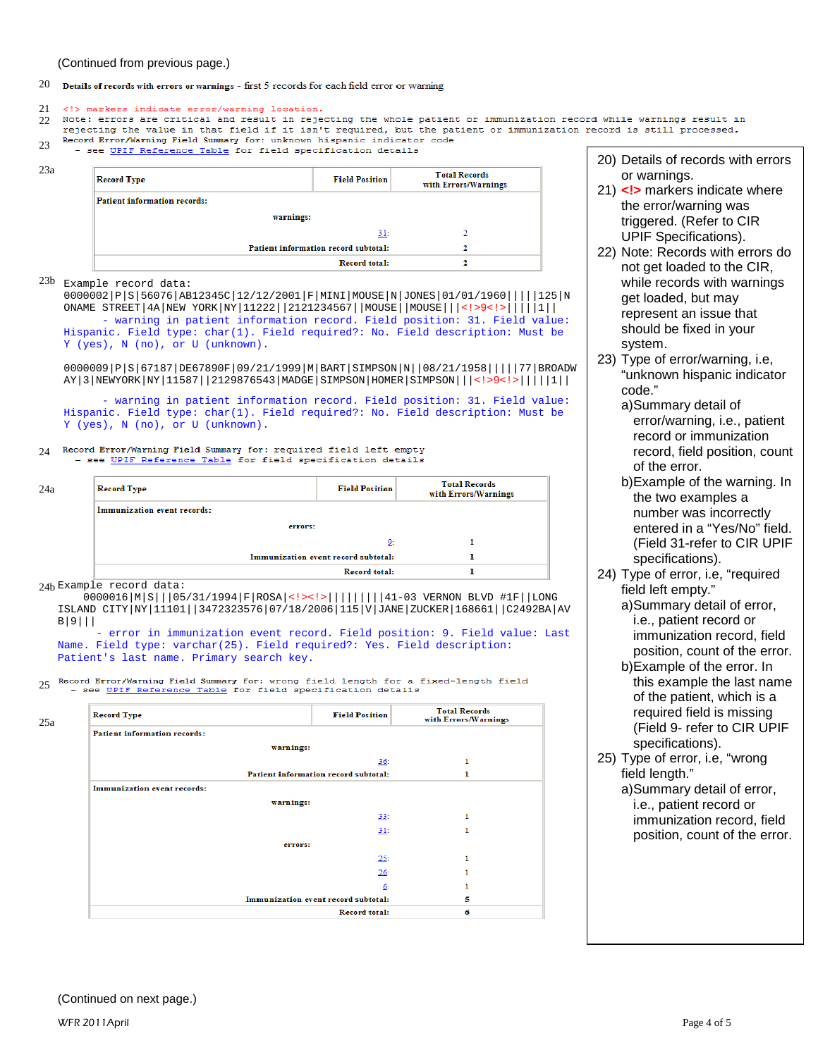(Continued from previous page.)

20 **Details of records with errors or warnings** - first 5 records for each field error or warning

21 <!> markers indicate error/warning location.

22 Note: errors are critical and result in rejecting the whole patient or immunization record while warnings result in rejecting the value in that field if it isn't required, but the patient or immunization record is still processed.

23 Record Error/Warning Field Summary for: unknown hispanic indicator code
  - see UPIF Reference Table for field specification details

23a

| Record Type | Field Position | Total Records with Errors/Warnings |
|---|---|---|
| **Patient information records:** | | |
| warnings: | | |
| | 31: | 2 |
| **Patient information record subtotal:** | | **2** |
| **Record total:** | | **2** |

23b Example record data:

```
0000002|P|S|56076|AB12345C|12/12/2001|F|MINI|MOUSE|N|JONES|01/01/1960|||||125|NONAME STREET|4A|NEW YORK|NY|11222||2121234567||MOUSE||MOUSE|||<!>9<!>|||||1||
   - warning in patient information record. Field position: 31. Field value: Hispanic. Field type: char(1). Field required?: No. Field description: Must be Y (yes), N (no), or U (unknown).

0000009|P|S|67187|DE67890F|09/21/1999|M|BART|SIMPSON|N||08/21/1958|||||77|BROADWAY|3|NEWYORK|NY|11587||2129876543|MADGE|SIMPSON|HOMER|SIMPSON|||<!>9<!>|||||1||
   - warning in patient information record. Field position: 31. Field value: Hispanic. Field type: char(1). Field required?: No. Field description: Must be Y (yes), N (no), or U (unknown).
```

24 Record Error/Warning Field Summary for: required field left empty
  - see UPIF Reference Table for field specification details

24a

| Record Type | Field Position | Total Records with Errors/Warnings |
|---|---|---|
| **Immunization event records:** | | |
| errors: | | |
| | 9: | 1 |
| **Immunization event record subtotal:** | | **1** |
| **Record total:** | | **1** |

24b Example record data:

```
0000016|M|S|||05/31/1994|F|ROSA|<!><!>||||||||41-03 VERNON BLVD #1F||LONG ISLAND CITY|NY|11101||3472323576|07/18/2006|115|V|JANE|ZUCKER|168661||C2492BA|AVB|9|||
   - error in immunization event record. Field position: 9. Field value: Last Name. Field type: varchar(25). Field required?: Yes. Field description: Patient's last name. Primary search key.
```

25 Record Error/Warning Field Summary for: wrong field length for a fixed-length field
  - see UPIF Reference Table for field specification details

25a

| Record Type | Field Position | Total Records with Errors/Warnings |
|---|---|---|
| **Patient information records:** | | |
| warnings: | | |
| | 36: | 1 |
| **Patient information record subtotal:** | | **1** |
| **Immunization event records:** | | |
| warnings: | | |
| | 33: | 1 |
| | 31: | 1 |
| errors: | | |
| | 25: | 1 |
| | 26: | 1 |
| | 6: | 1 |
| **Immunization event record subtotal:** | | **5** |
| **Record total:** | | **6** |

20) Details of records with errors or warnings.

21) <!> markers indicate where the error/warning was triggered. (Refer to CIR UPIF Specifications).

22) Note: Records with errors do not get loaded to the CIR, while records with warnings get loaded, but may represent an issue that should be fixed in your system.

23) Type of error/warning, i.e, "unknown hispanic indicator code."
   a) Summary detail of error/warning, i.e., patient record or immunization record, field position, count of the error.
   b) Example of the warning. In the two examples a number was incorrectly entered in a "Yes/No" field. (Field 31-refer to CIR UPIF specifications).

24) Type of error, i.e, "required field left empty."
   a) Summary detail of error, i.e., patient record or immunization record, field position, count of the error.
   b) Example of the error. In this example the last name of the patient, which is a required field is missing (Field 9- refer to CIR UPIF specifications).

25) Type of error, i.e, "wrong field length."
   a) Summary detail of error, i.e., patient record or immunization record, field position, count of the error.

(Continued on next page.)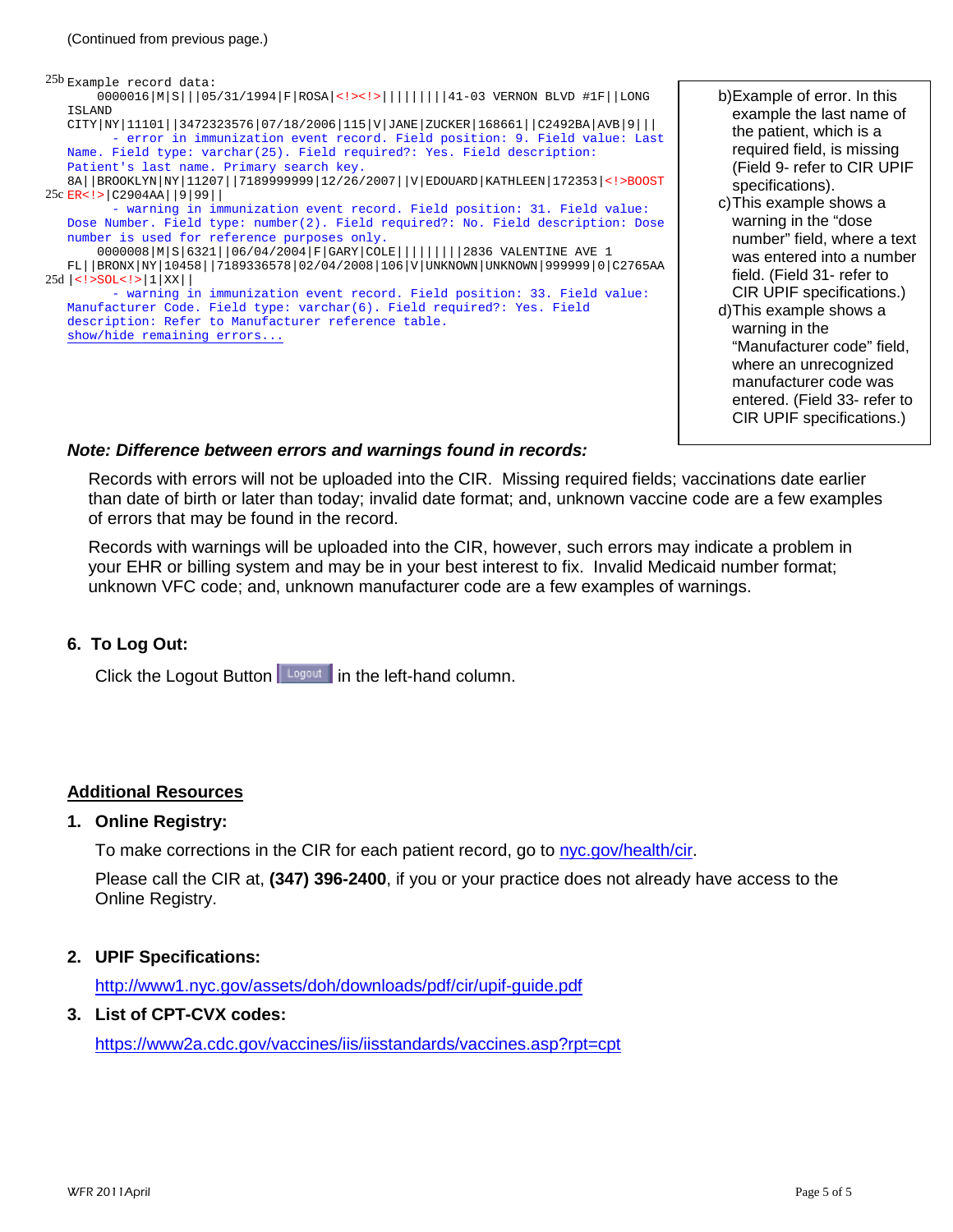(Continued from previous page.)

25b Example record data:

```
     0000016|M|S||05/31/1994|F|ROSA|<!><!>||||||||41-03 VERNON BLVD #1F||LONG
ISLAND
CITY|NY|11101||3472323576|07/18/2006|115|V|JANE|ZUCKER|168661||C2492BA|AVB|9|||
      - error in immunization event record. Field position: 9. Field value: Last
Name. Field type: varchar(25). Field required?: Yes. Field description:
Patient's last name. Primary search key.
8A||BROOKLYN|NY|11207||7189999999|12/26/2007||V|EDOUARD|KATHLEEN|172353|<!>BOOST
ER<!>|C2904AA||9|99||
      - warning in immunization event record. Field position: 31. Field value:
Dose Number. Field type: number(2). Field required?: No. Field description: Dose
number is used for reference purposes only.
     0000008|M|S|6321||06/04/2004|F|GARY|COLE||||||||2836 VALENTINE AVE 1
FL||BRONX|NY|10458||7189336578|02/04/2008|106|V|UNKNOWN|UNKNOWN|999999|0|C2765AA
|<!>SOL<!>|1|XX||
      - warning in immunization event record. Field position: 33. Field value:
Manufacturer Code. Field type: varchar(6). Field required?: Yes. Field
description: Refer to Manufacturer reference table.
show/hide remaining errors...
```

25c, 25d (markers in margin)

b) Example of error. In this example the last name of the patient, which is a required field, is missing (Field 9- refer to CIR UPIF specifications).

c) This example shows a warning in the "dose number" field, where a text was entered into a number field. (Field 31- refer to CIR UPIF specifications.)

d) This example shows a warning in the "Manufacturer code" field, where an unrecognized manufacturer code was entered. (Field 33- refer to CIR UPIF specifications.)

***Note: Difference between errors and warnings found in records:***

Records with errors will not be uploaded into the CIR. Missing required fields; vaccinations date earlier than date of birth or later than today; invalid date format; and, unknown vaccine code are a few examples of errors that may be found in the record.

Records with warnings will be uploaded into the CIR, however, such errors may indicate a problem in your EHR or billing system and may be in your best interest to fix. Invalid Medicaid number format; unknown VFC code; and, unknown manufacturer code are a few examples of warnings.

**6. To Log Out:**

Click the Logout Button Logout in the left-hand column.

## Additional Resources

**1. Online Registry:**

To make corrections in the CIR for each patient record, go to nyc.gov/health/cir.

Please call the CIR at, **(347) 396-2400**, if you or your practice does not already have access to the Online Registry.

**2. UPIF Specifications:**

http://www1.nyc.gov/assets/doh/downloads/pdf/cir/upif-guide.pdf

**3. List of CPT-CVX codes:**

https://www2a.cdc.gov/vaccines/iis/iisstandards/vaccines.asp?rpt=cpt

WFR 2011April